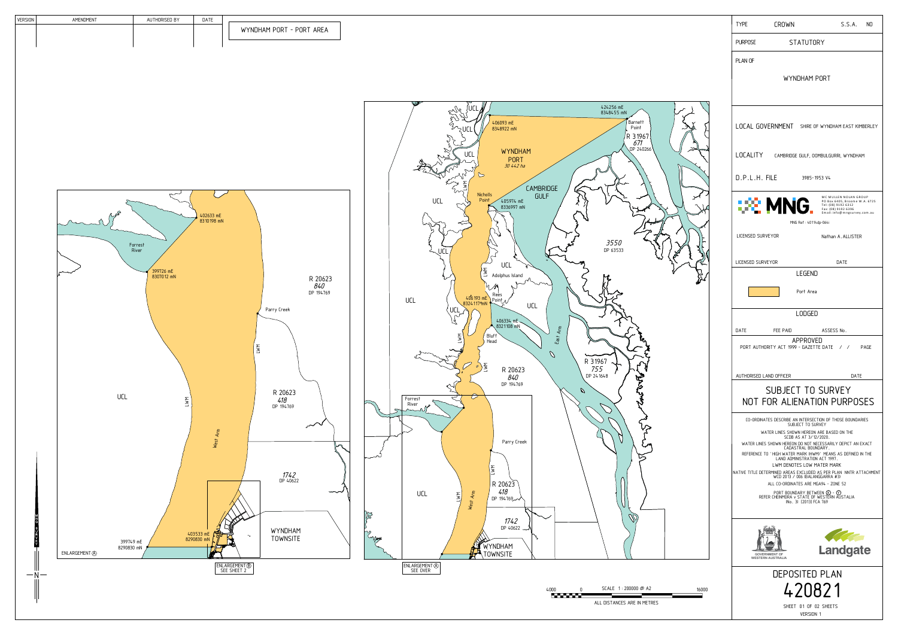| VERSION | AMENDMENT | AUTHORISED BY | DATE |
|---|---|---|---|
| | | | |

# WYNDHAM PORT - PORT AREA

| | |
|---|---|
| TYPE | CROWN — S.S.A. NO |
| PURPOSE | STATUTORY |
| PLAN OF | WYNDHAM PORT |
| LOCAL GOVERNMENT | SHIRE OF WYNDHAM EAST KIMBERLEY |
| LOCALITY | CAMBRIDGE GULF, OOMBULGURRI, WYNDHAM |
| D.P.L.H. FILE | 3985-1953 V4 |

MNG — MC MULLEN NOLAN GROUP, PO Box 6405, Broome W.A. 6725, Tel: (08) 9192 6312, Fax: (08) 9192 6396, Email: info@mngsurvey.com.au

MNG Ref : 40114dp-064i

LICENSED SURVEYOR: Nathan A. ALLISTER

LICENSED SURVEYOR — DATE

## LEGEND

Port Area

## LODGED

DATE — FEE PAID — ASSESS No.

## APPROVED

PORT AUTHORITY ACT 1999 - GAZETTE DATE / / PAGE

AUTHORISED LAND OFFICER — DATE

## SUBJECT TO SURVEY
## NOT FOR ALIENATION PURPOSES

CO-ORDINATES DESCRIBE AN INTERSECTION OF THOSE BOUNDARIES SUBJECT TO SURVEY

WATER LINES SHOWN HEREON ARE BASED ON THE SCDB AS AT 3/12/2020.

WATER LINES SHOWN HEREON DO NOT NECESSARILY DEPICT AN EXACT CADASTRAL BOUNDARY.

REFERENCE TO 'HIGH WATER MARK (HWM)' MEANS AS DEFINED IN THE LAND ADMINISTRATION ACT 1997.

LWM DENOTES LOW WATER MARK

NATIVE TITLE DETERMINED AREAS EXCLUDED AS PER PLAN NNTR ATTACHMENT WCD 2013 / 006 (BALANGGARRA #3)

ALL CO-ORDINATES ARE MGA94 - ZONE 52

PORT BOUNDARY BETWEEN (X) - (Y) REFER CHEINMORA v STATE OF WESTERN AUSTALIA (No. 3) [2013] FCA 769

GOVERNMENT OF WESTERN AUSTRALIA — Landgate

## DEPOSITED PLAN
# 420821

SHEET 01 OF 02 SHEETS

VERSION 1

---

Main plan labels: WYNDHAM PORT 30 442 ha; CAMBRIDGE GULF; UCL; LWM; Barnett Point; R 31967 671 DP 240266; 424256 mE 8348455 mN; 406093 mE 8348922 mN; Nicholls Point; 405974 mE 8336997 mN; 3550 DP 63533; Adolphus Island; Rees Point; 406193 mE 8324117 mN; 406334 mE 8321108 mN; Bluff Head; East Arm; R 31967 755 DP 241648; R 20623 840 DP 194769; Forrest River; Parry Creek; R 20623 418 DP 194769; West Arm; 1742 DP 40622; WYNDHAM TOWNSITE; ENLARGEMENT (A) SEE OVER

SCALE 1 : 200000 @ A2 (4000 — 0 — 16000). ALL DISTANCES ARE IN METRES

ENLARGEMENT (A) labels: Forrest River; 402633 mE 8310198 mN; 399726 mE 8307012 mN; R 20623 840 DP 194769; Parry Creek; LWM; UCL; R 20623 418 DP 194769; West Arm; 1742 DP 40622; 403533 mE 8290830 mN; 399749 mE 8290830 mN; WYNDHAM TOWNSITE; ENLARGEMENT (B) SEE SHEET 2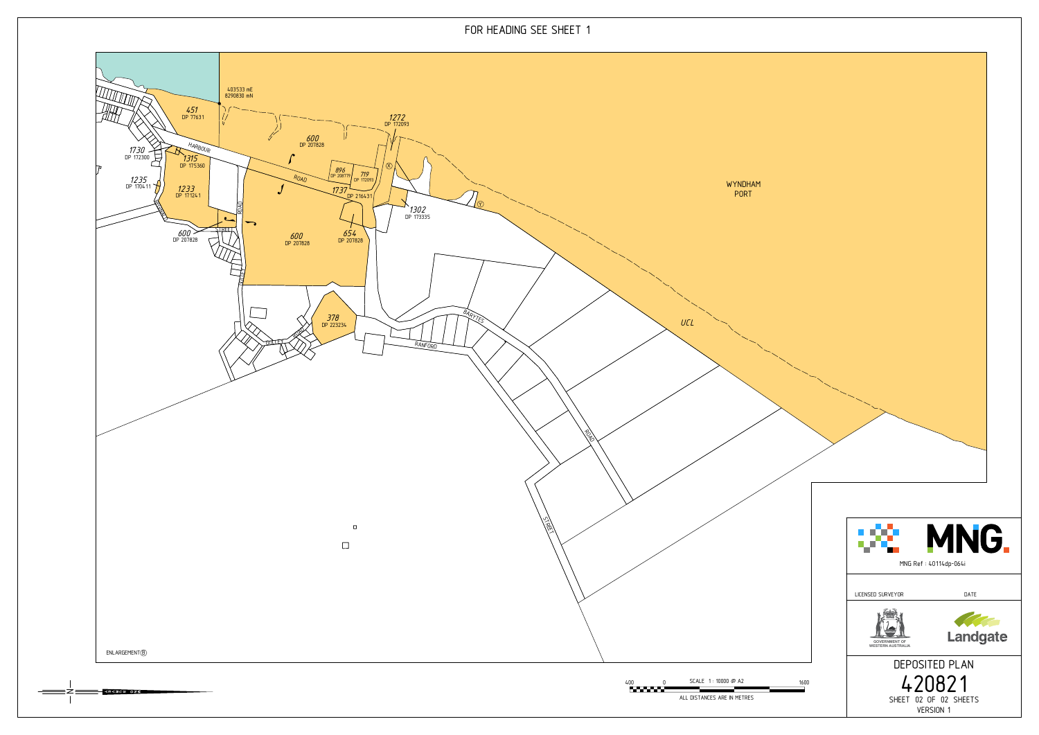FOR HEADING SEE SHEET 1

403533 mE
8290830 mN

451
DP 77631

1730
DP 172300

1315
DP 175360

1235
DP 170411

1233
DP 171241

600
DP 207828

HARBOUR

ROAD

600
DP 207828

896
DP 208119

719
DP 172093

1737
DP 216431

1272
DP 172093

1302
DP 173335

600
DP 207828

654
DP 207828

STREET

ROAD

378
DP 223234

BARYTES

RANFORD

ROAD

STREET

WYNDHAM
PORT

UCL

ENLARGEMENT (B)

SCALE 1 : 10000 @ A2

400 0 1600

ALL DISTANCES ARE IN METRES

MNG.

MNG Ref : 40114dp-064i

LICENSED SURVEYOR

DATE

GOVERNMENT OF WESTERN AUSTRALIA

Landgate

DEPOSITED PLAN

420821

SHEET 02 OF 02 SHEETS

VERSION 1